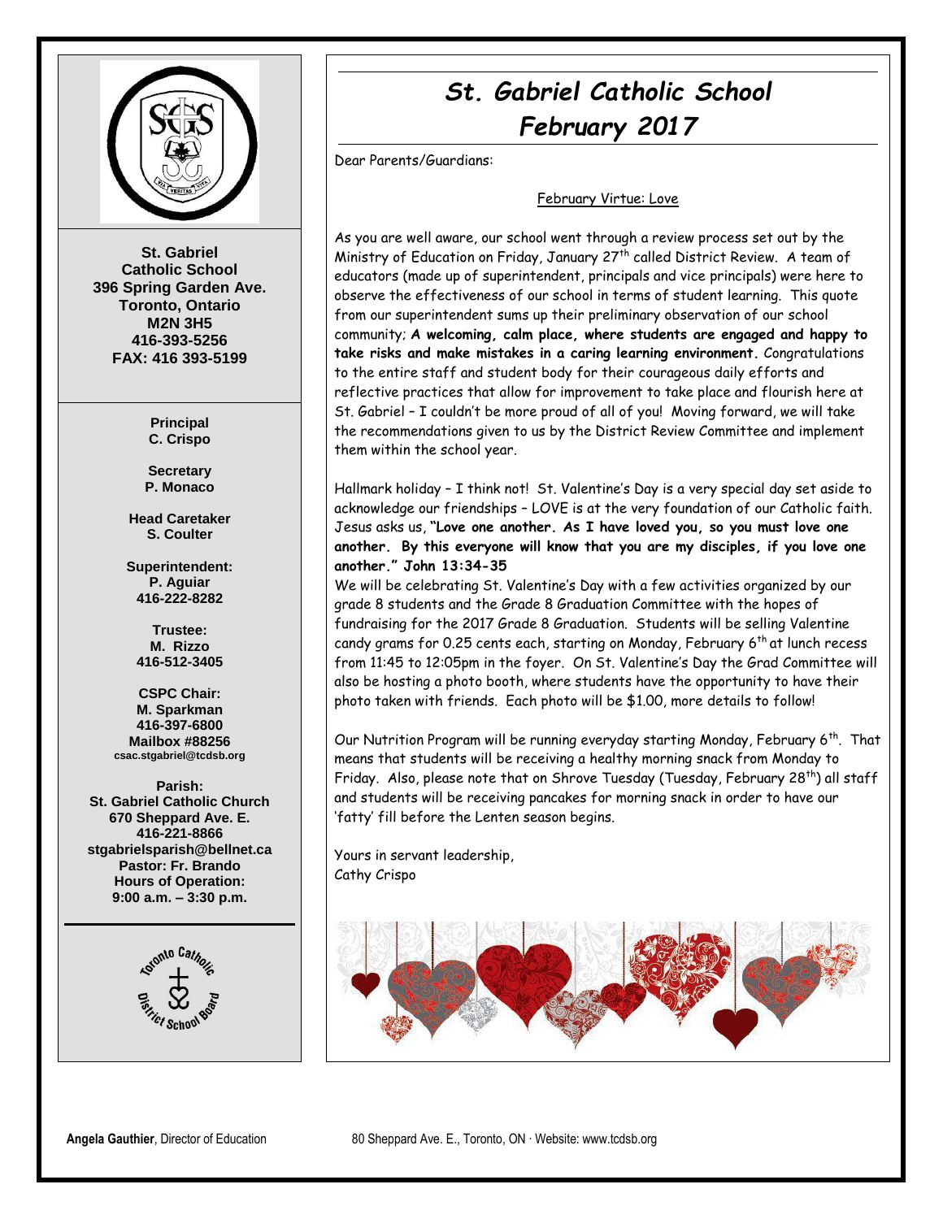# St. Gabriel Catholic School
## February 2017

Dear Parents/Guardians:

February Virtue: Love

As you are well aware, our school went through a review process set out by the Ministry of Education on Friday, January 27th called District Review. A team of educators (made up of superintendent, principals and vice principals) were here to observe the effectiveness of our school in terms of student learning. This quote from our superintendent sums up their preliminary observation of our school community; **A welcoming, calm place, where students are engaged and happy to take risks and make mistakes in a caring learning environment.** Congratulations to the entire staff and student body for their courageous daily efforts and reflective practices that allow for improvement to take place and flourish here at St. Gabriel – I couldn't be more proud of all of you! Moving forward, we will take the recommendations given to us by the District Review Committee and implement them within the school year.

Hallmark holiday – I think not! St. Valentine's Day is a very special day set aside to acknowledge our friendships – LOVE is at the very foundation of our Catholic faith. Jesus asks us, **"Love one another. As I have loved you, so you must love one another. By this everyone will know that you are my disciples, if you love one another." John 13:34-35**

We will be celebrating St. Valentine's Day with a few activities organized by our grade 8 students and the Grade 8 Graduation Committee with the hopes of fundraising for the 2017 Grade 8 Graduation. Students will be selling Valentine candy grams for 0.25 cents each, starting on Monday, February 6th at lunch recess from 11:45 to 12:05pm in the foyer. On St. Valentine's Day the Grad Committee will also be hosting a photo booth, where students have the opportunity to have their photo taken with friends. Each photo will be $1.00, more details to follow!

Our Nutrition Program will be running everyday starting Monday, February 6th. That means that students will be receiving a healthy morning snack from Monday to Friday. Also, please note that on Shrove Tuesday (Tuesday, February 28th) all staff and students will be receiving pancakes for morning snack in order to have our 'fatty' fill before the Lenten season begins.

Yours in servant leadership,
Cathy Crispo

---

**St. Gabriel Catholic School**
**396 Spring Garden Ave.**
**Toronto, Ontario**
**M2N 3H5**
**416-393-5256**
**FAX: 416 393-5199**

**Principal**
**C. Crispo**

**Secretary**
**P. Monaco**

**Head Caretaker**
**S. Coulter**

**Superintendent:**
**P. Aguiar**
**416-222-8282**

**Trustee:**
**M. Rizzo**
**416-512-3405**

**CSPC Chair:**
**M. Sparkman**
**416-397-6800**
**Mailbox #88256**
**csac.stgabriel@tcdsb.org**

**Parish:**
**St. Gabriel Catholic Church**
**670 Sheppard Ave. E.**
**416-221-8866**
**stgabrielsparish@bellnet.ca**
**Pastor: Fr. Brando**
**Hours of Operation:**
**9:00 a.m. – 3:30 p.m.**

**Angela Gauthier**, Director of Education 80 Sheppard Ave. E., Toronto, ON · Website: www.tcdsb.org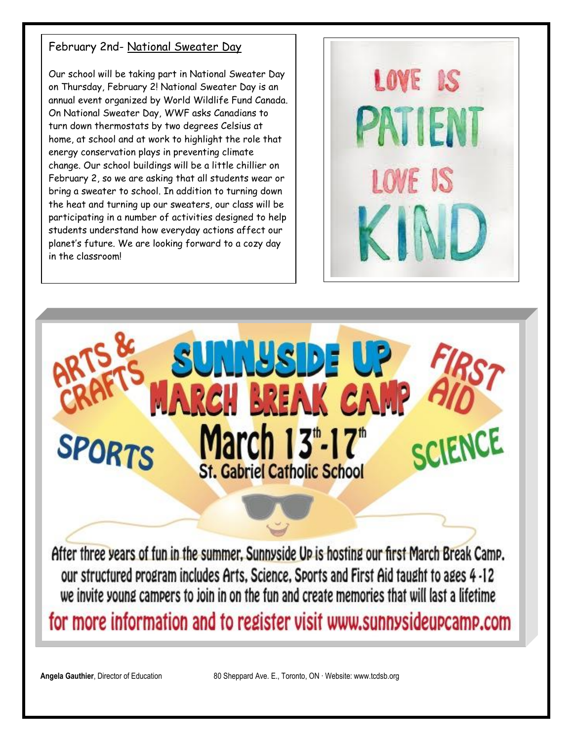## February 2nd- National Sweater Day

Our school will be taking part in National Sweater Day on Thursday, February 2! National Sweater Day is an annual event organized by World Wildlife Fund Canada. On National Sweater Day, WWF asks Canadians to turn down thermostats by two degrees Celsius at home, at school and at work to highlight the role that energy conservation plays in preventing climate change. Our school buildings will be a little chillier on February 2, so we are asking that all students wear or bring a sweater to school. In addition to turning down the heat and turning up our sweaters, our class will be participating in a number of activities designed to help students understand how everyday actions affect our planet's future. We are looking forward to a cozy day in the classroom!

LOVE IS PATIENT

LOVE IS KIND

# SUNNYSIDE UP MARCH BREAK CAMP

ARTS & CRAFTS · SPORTS · FIRST AID · SCIENCE

**March 13th-17th**

**St. Gabriel Catholic School**

After three years of fun in the summer, Sunnyside Up is hosting our first March Break Camp. our structured program includes Arts, Science, Sports and First Aid taught to ages 4-12 we invite young campers to join in on the fun and create memories that will last a lifetime

for more information and to register visit www.sunnysideupcamp.com

**Angela Gauthier**, Director of Education 80 Sheppard Ave. E., Toronto, ON · Website: www.tcdsb.org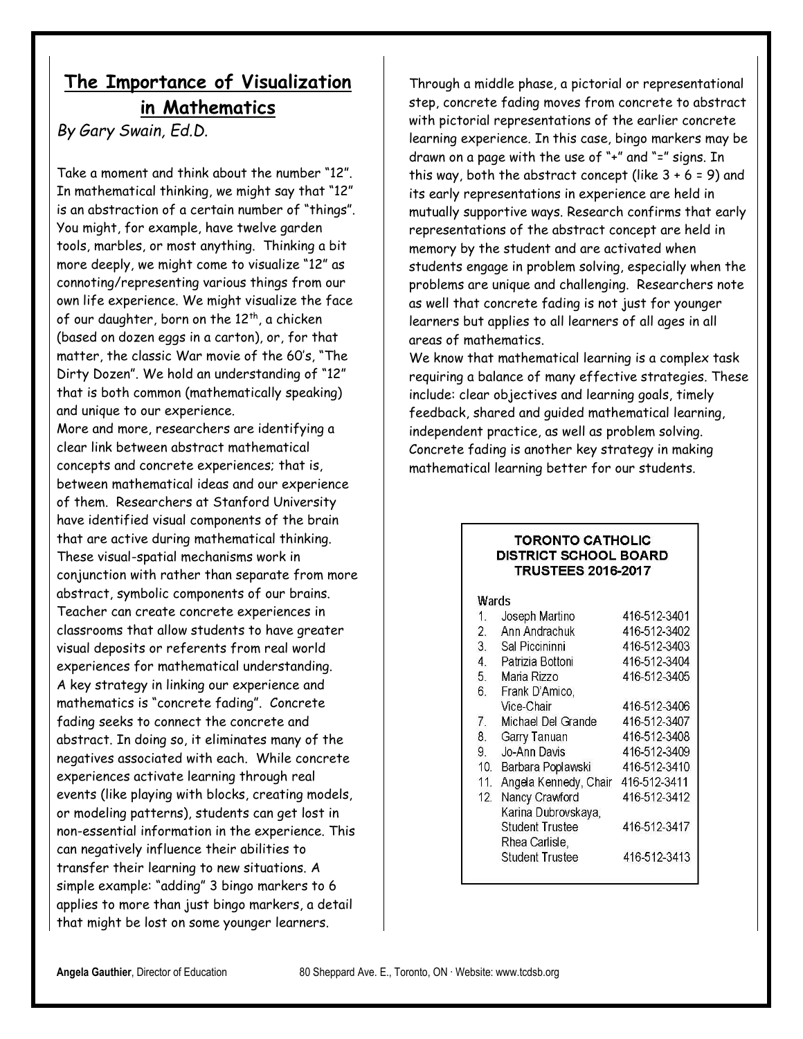## The Importance of Visualization in Mathematics

*By Gary Swain, Ed.D.*

Take a moment and think about the number "12". In mathematical thinking, we might say that "12" is an abstraction of a certain number of "things". You might, for example, have twelve garden tools, marbles, or most anything. Thinking a bit more deeply, we might come to visualize "12" as connoting/representing various things from our own life experience. We might visualize the face of our daughter, born on the 12th, a chicken (based on dozen eggs in a carton), or, for that matter, the classic War movie of the 60's, "The Dirty Dozen". We hold an understanding of "12" that is both common (mathematically speaking) and unique to our experience.

More and more, researchers are identifying a clear link between abstract mathematical concepts and concrete experiences; that is, between mathematical ideas and our experience of them. Researchers at Stanford University have identified visual components of the brain that are active during mathematical thinking. These visual-spatial mechanisms work in conjunction with rather than separate from more abstract, symbolic components of our brains. Teacher can create concrete experiences in classrooms that allow students to have greater visual deposits or referents from real world experiences for mathematical understanding.

A key strategy in linking our experience and mathematics is "concrete fading". Concrete fading seeks to connect the concrete and abstract. In doing so, it eliminates many of the negatives associated with each. While concrete experiences activate learning through real events (like playing with blocks, creating models, or modeling patterns), students can get lost in non-essential information in the experience. This can negatively influence their abilities to transfer their learning to new situations. A simple example: "adding" 3 bingo markers to 6 applies to more than just bingo markers, a detail that might be lost on some younger learners.

Through a middle phase, a pictorial or representational step, concrete fading moves from concrete to abstract with pictorial representations of the earlier concrete learning experience. In this case, bingo markers may be drawn on a page with the use of "+" and "=" signs. In this way, both the abstract concept (like $3 + 6 = 9$) and its early representations in experience are held in mutually supportive ways. Research confirms that early representations of the abstract concept are held in memory by the student and are activated when students engage in problem solving, especially when the problems are unique and challenging. Researchers note as well that concrete fading is not just for younger learners but applies to all learners of all ages in all areas of mathematics.

We know that mathematical learning is a complex task requiring a balance of many effective strategies. These include: clear objectives and learning goals, timely feedback, shared and guided mathematical learning, independent practice, as well as problem solving. Concrete fading is another key strategy in making mathematical learning better for our students.

**TORONTO CATHOLIC DISTRICT SCHOOL BOARD TRUSTEES 2016-2017**

| Wards | | |
|---|---|---|
| 1. | Joseph Martino | 416-512-3401 |
| 2. | Ann Andrachuk | 416-512-3402 |
| 3. | Sal Piccininni | 416-512-3403 |
| 4. | Patrizia Bottoni | 416-512-3404 |
| 5. | Maria Rizzo | 416-512-3405 |
| 6. | Frank D'Amico, Vice-Chair | 416-512-3406 |
| 7. | Michael Del Grande | 416-512-3407 |
| 8. | Garry Tanuan | 416-512-3408 |
| 9. | Jo-Ann Davis | 416-512-3409 |
| 10. | Barbara Poplawski | 416-512-3410 |
| 11. | Angela Kennedy, Chair | 416-512-3411 |
| 12. | Nancy Crawford | 416-512-3412 |
| | Karina Dubrovskaya, Student Trustee | 416-512-3417 |
| | Rhea Carlisle, Student Trustee | 416-512-3413 |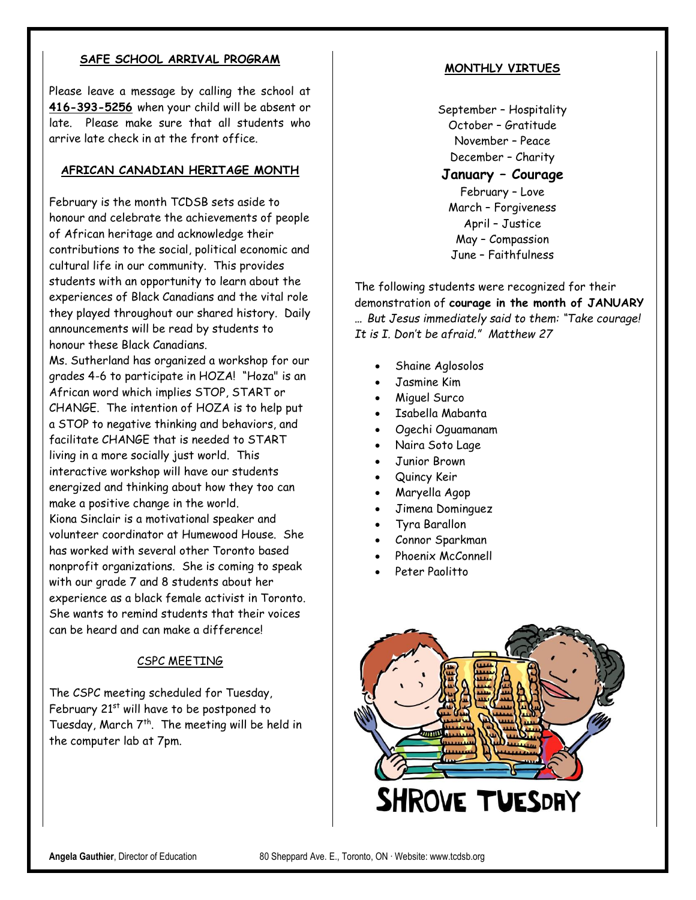## SAFE SCHOOL ARRIVAL PROGRAM

Please leave a message by calling the school at **416-393-5256** when your child will be absent or late. Please make sure that all students who arrive late check in at the front office.

## AFRICAN CANADIAN HERITAGE MONTH

February is the month TCDSB sets aside to honour and celebrate the achievements of people of African heritage and acknowledge their contributions to the social, political economic and cultural life in our community. This provides students with an opportunity to learn about the experiences of Black Canadians and the vital role they played throughout our shared history. Daily announcements will be read by students to honour these Black Canadians.

Ms. Sutherland has organized a workshop for our grades 4-6 to participate in HOZA! "Hoza" is an African word which implies STOP, START or CHANGE. The intention of HOZA is to help put a STOP to negative thinking and behaviors, and facilitate CHANGE that is needed to START living in a more socially just world. This interactive workshop will have our students energized and thinking about how they too can make a positive change in the world.

Kiona Sinclair is a motivational speaker and volunteer coordinator at Humewood House. She has worked with several other Toronto based nonprofit organizations. She is coming to speak with our grade 7 and 8 students about her experience as a black female activist in Toronto. She wants to remind students that their voices can be heard and can make a difference!

## CSPC MEETING

The CSPC meeting scheduled for Tuesday, February 21st will have to be postponed to Tuesday, March 7th. The meeting will be held in the computer lab at 7pm.

## MONTHLY VIRTUES

September – Hospitality
October – Gratitude
November – Peace
December – Charity
**January – Courage**
February – Love
March – Forgiveness
April – Justice
May – Compassion
June – Faithfulness

The following students were recognized for their demonstration of **courage in the month of JANUARY**
*… But Jesus immediately said to them: "Take courage! It is I. Don't be afraid." Matthew 27*

- Shaine Aglosolos
- Jasmine Kim
- Miguel Surco
- Isabella Mabanta
- Ogechi Oguamanam
- Naira Soto Lage
- Junior Brown
- Quincy Keir
- Maryella Agop
- Jimena Dominguez
- Tyra Barallon
- Connor Sparkman
- Phoenix McConnell
- Peter Paolitto

SHROVE TUESDAY

**Angela Gauthier**, Director of Education 80 Sheppard Ave. E., Toronto, ON · Website: www.tcdsb.org